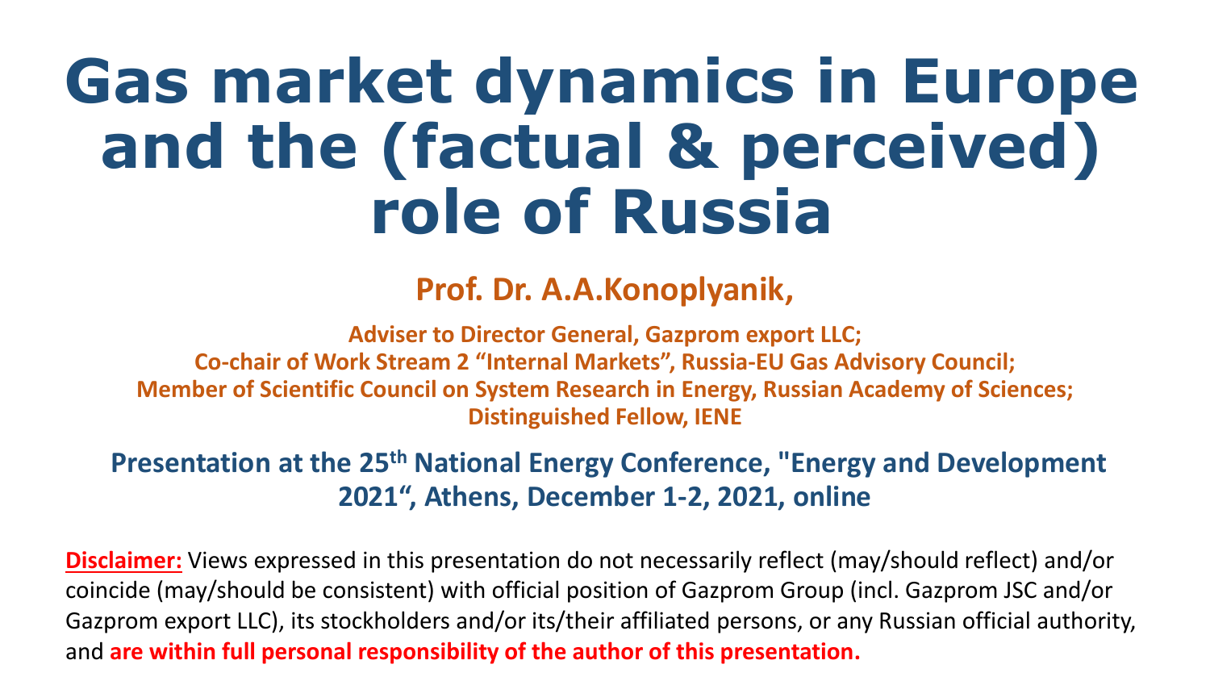# Gas market dynamics in Europe and the (factual & perceived) role of Russia

**Prof. Dr. A.A.Konoplyanik,**

**Adviser to Director General, Gazprom export LLC;**
**Co-chair of Work Stream 2 "Internal Markets", Russia-EU Gas Advisory Council;**
**Member of Scientific Council on System Research in Energy, Russian Academy of Sciences;**
**Distinguished Fellow, IENE**

**Presentation at the 25th National Energy Conference, "Energy and Development 2021", Athens, December 1-2, 2021, online**

**Disclaimer:** Views expressed in this presentation do not necessarily reflect (may/should reflect) and/or coincide (may/should be consistent) with official position of Gazprom Group (incl. Gazprom JSC and/or Gazprom export LLC), its stockholders and/or its/their affiliated persons, or any Russian official authority, and **are within full personal responsibility of the author of this presentation.**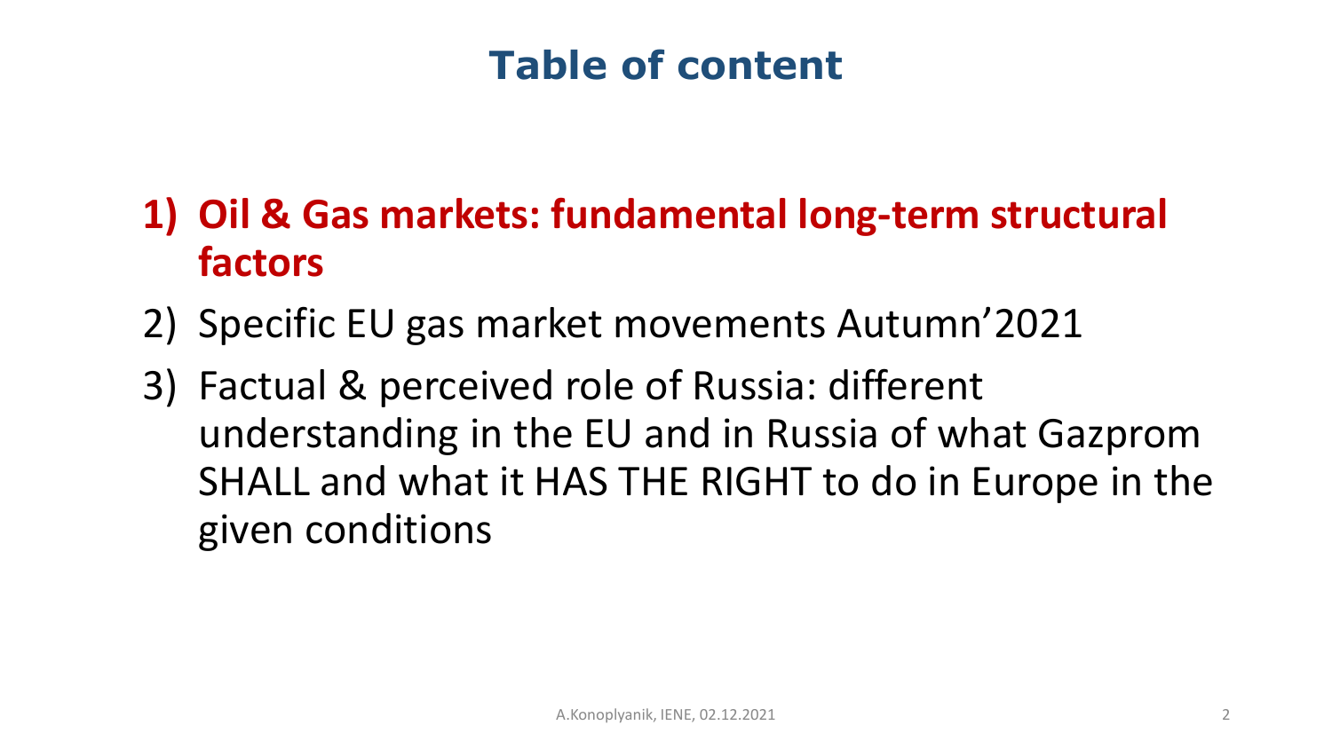# Table of content

1) **Oil & Gas markets: fundamental long-term structural factors**
2) Specific EU gas market movements Autumn'2021
3) Factual & perceived role of Russia: different understanding in the EU and in Russia of what Gazprom SHALL and what it HAS THE RIGHT to do in Europe in the given conditions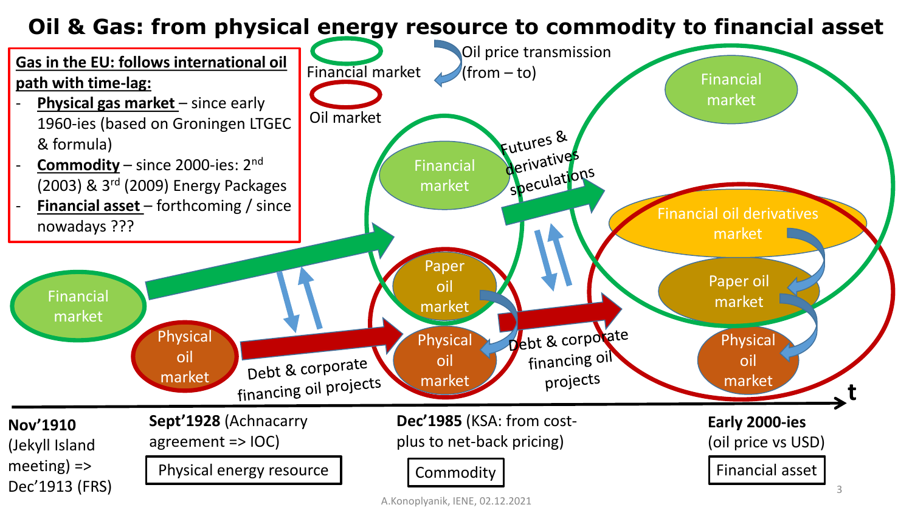# Oil & Gas: from physical energy resource to commodity to financial asset

**Gas in the EU: follows international oil path with time-lag:**

- **Physical gas market** – since early 1960-ies (based on Groningen LTGEC & formula)
- **Commodity** – since 2000-ies: 2nd (2003) & 3rd (2009) Energy Packages
- **Financial asset** – forthcoming / since nowadays ???

Financial market

Oil market

Oil price transmission (from – to)

Financial market

Physical oil market

Debt & corporate financing oil projects

Financial market

Paper oil market

Physical oil market

Futures & derivatives speculations

Debt & corporate financing oil projects

Financial market

Financial oil derivatives market

Paper oil market

Physical oil market

t

**Nov'1910** (Jekyll Island meeting) => Dec'1913 (FRS)

**Sept'1928** (Achnacarry agreement => IOC)

Physical energy resource

**Dec'1985** (KSA: from cost-plus to net-back pricing)

Commodity

**Early 2000-ies** (oil price vs USD)

Financial asset

A.Konoplyanik, IENE, 02.12.2021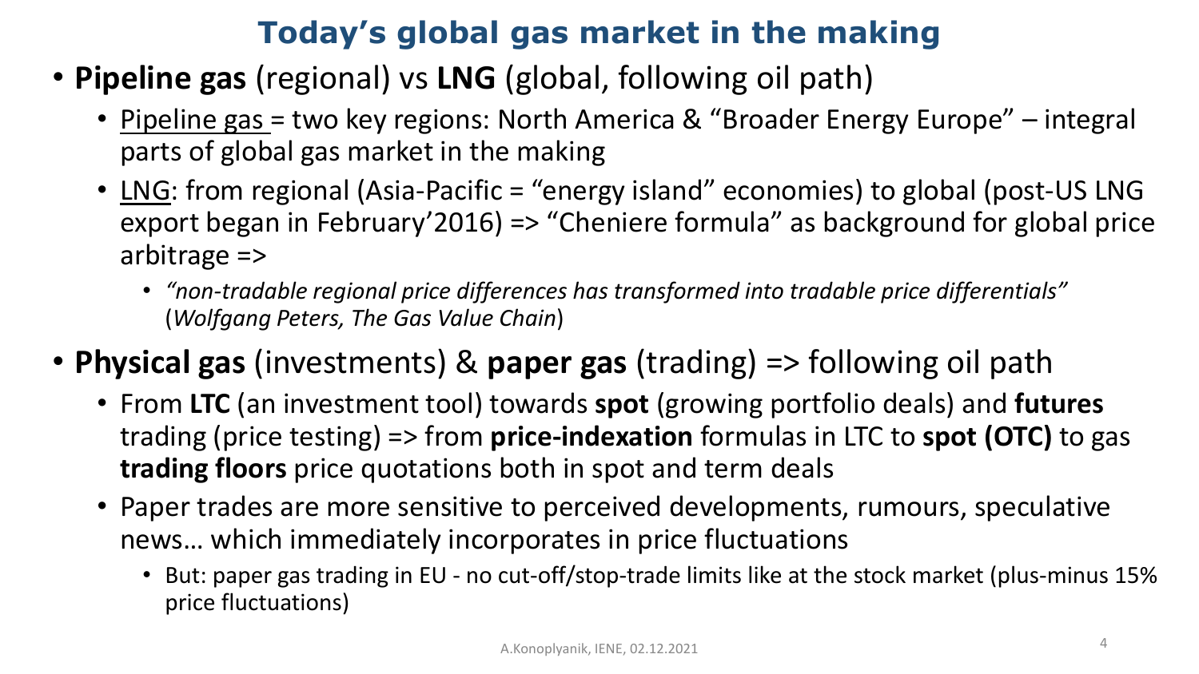# Today's global gas market in the making

- **Pipeline gas** (regional) vs **LNG** (global, following oil path)
  - Pipeline gas = two key regions: North America & "Broader Energy Europe" – integral parts of global gas market in the making
  - LNG: from regional (Asia-Pacific = "energy island" economies) to global (post-US LNG export began in February'2016) => "Cheniere formula" as background for global price arbitrage =>
    - *"non-tradable regional price differences has transformed into tradable price differentials"* (*Wolfgang Peters, The Gas Value Chain*)
- **Physical gas** (investments) & **paper gas** (trading) => following oil path
  - From **LTC** (an investment tool) towards **spot** (growing portfolio deals) and **futures** trading (price testing) => from **price-indexation** formulas in LTC to **spot (OTC)** to gas **trading floors** price quotations both in spot and term deals
  - Paper trades are more sensitive to perceived developments, rumours, speculative news… which immediately incorporates in price fluctuations
    - But: paper gas trading in EU - no cut-off/stop-trade limits like at the stock market (plus-minus 15% price fluctuations)

A.Konoplyanik, IENE, 02.12.2021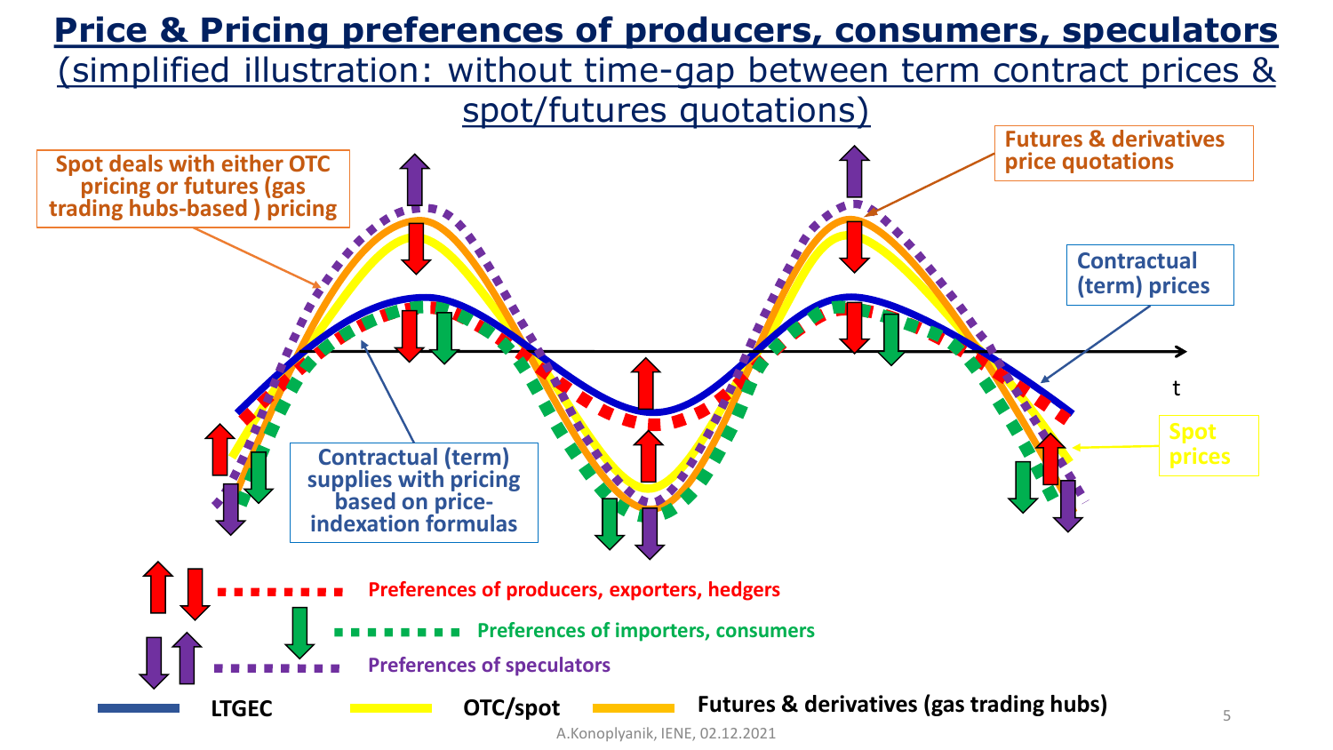# Price & Pricing preferences of producers, consumers, speculators

(simplified illustration: without time-gap between term contract prices & spot/futures quotations)

Spot deals with either OTC pricing or futures (gas trading hubs-based ) pricing

Futures & derivatives price quotations

Contractual (term) prices

Contractual (term) supplies with pricing based on price-indexation formulas

Spot prices

t

Preferences of producers, exporters, hedgers

Preferences of importers, consumers

Preferences of speculators

LTGEC

OTC/spot

Futures & derivatives (gas trading hubs)

A.Konoplyanik, IENE, 02.12.2021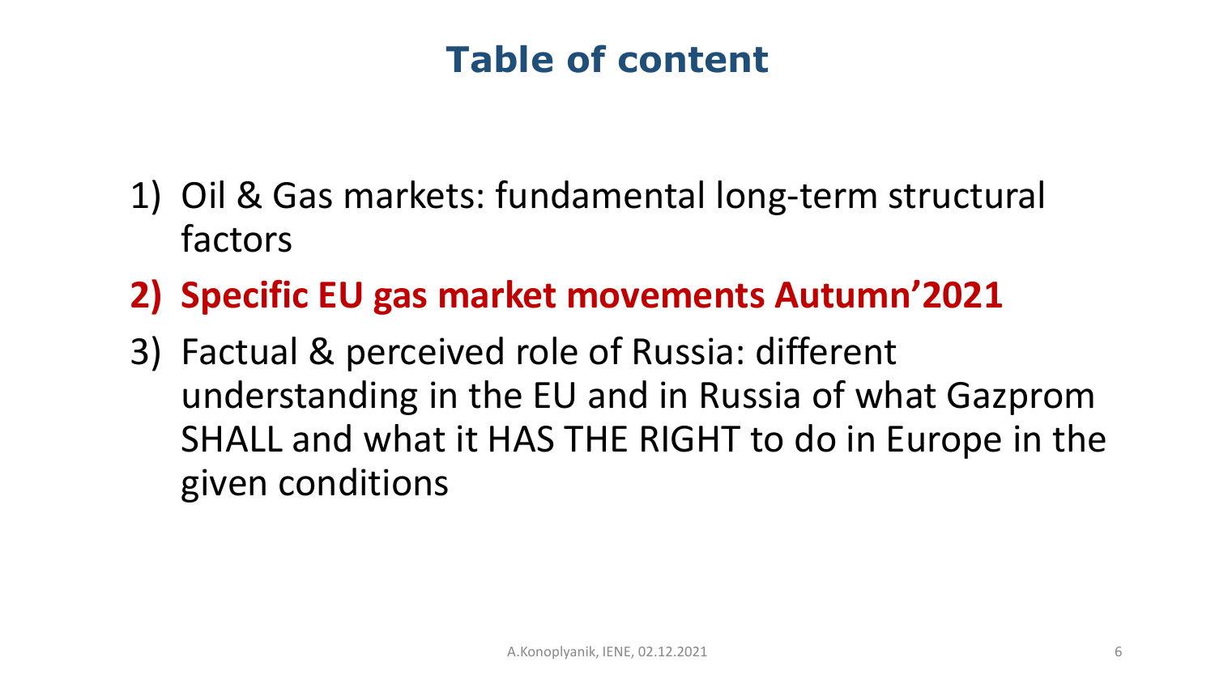# Table of content

1) Oil & Gas markets: fundamental long-term structural factors
2) **Specific EU gas market movements Autumn'2021**
3) Factual & perceived role of Russia: different understanding in the EU and in Russia of what Gazprom SHALL and what it HAS THE RIGHT to do in Europe in the given conditions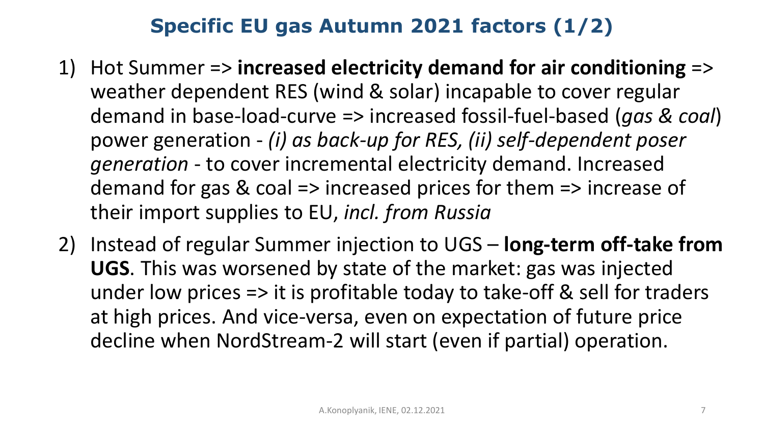# Specific EU gas Autumn 2021 factors (1/2)

1) Hot Summer => **increased electricity demand for air conditioning** => weather dependent RES (wind & solar) incapable to cover regular demand in base-load-curve => increased fossil-fuel-based (*gas & coal*) power generation - *(i) as back-up for RES, (ii) self-dependent poser generation* - to cover incremental electricity demand. Increased demand for gas & coal => increased prices for them => increase of their import supplies to EU, *incl. from Russia*
2) Instead of regular Summer injection to UGS – **long-term off-take from UGS**. This was worsened by state of the market: gas was injected under low prices => it is profitable today to take-off & sell for traders at high prices. And vice-versa, even on expectation of future price decline when NordStream-2 will start (even if partial) operation.

A.Konoplyanik, IENE, 02.12.2021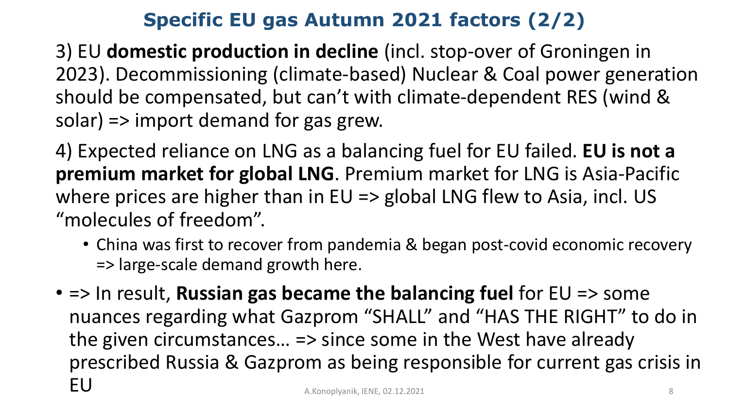# Specific EU gas Autumn 2021 factors (2/2)

3) EU **domestic production in decline** (incl. stop-over of Groningen in 2023). Decommissioning (climate-based) Nuclear & Coal power generation should be compensated, but can't with climate-dependent RES (wind & solar) => import demand for gas grew.

4) Expected reliance on LNG as a balancing fuel for EU failed. **EU is not a premium market for global LNG**. Premium market for LNG is Asia-Pacific where prices are higher than in EU => global LNG flew to Asia, incl. US "molecules of freedom".

- China was first to recover from pandemia & began post-covid economic recovery => large-scale demand growth here.

- => In result, **Russian gas became the balancing fuel** for EU => some nuances regarding what Gazprom "SHALL" and "HAS THE RIGHT" to do in the given circumstances… => since some in the West have already prescribed Russia & Gazprom as being responsible for current gas crisis in EU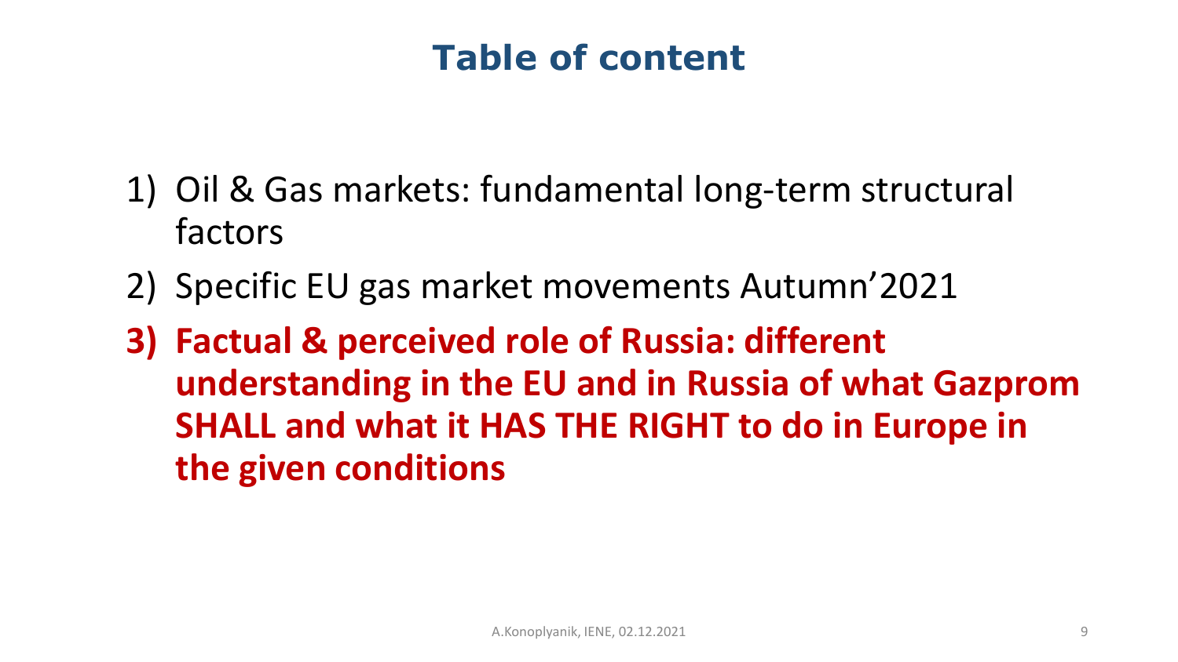# Table of content

1) Oil & Gas markets: fundamental long-term structural factors
2) Specific EU gas market movements Autumn'2021
3) **Factual & perceived role of Russia: different understanding in the EU and in Russia of what Gazprom SHALL and what it HAS THE RIGHT to do in Europe in the given conditions**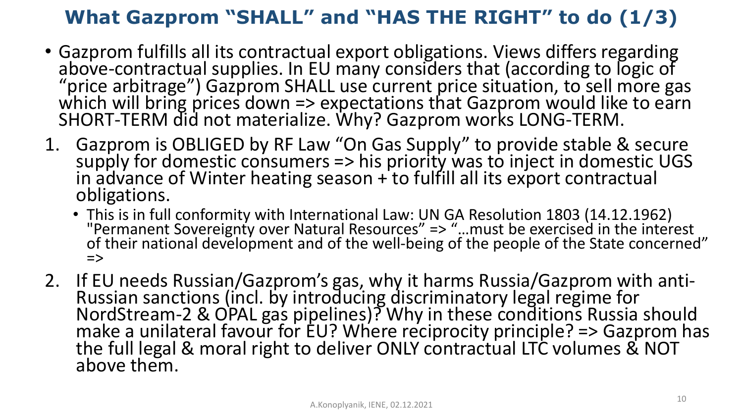# What Gazprom "SHALL" and "HAS THE RIGHT" to do (1/3)

- Gazprom fulfills all its contractual export obligations. Views differs regarding above-contractual supplies. In EU many considers that (according to logic of "price arbitrage") Gazprom SHALL use current price situation, to sell more gas which will bring prices down => expectations that Gazprom would like to earn SHORT-TERM did not materialize. Why? Gazprom works LONG-TERM.

1. Gazprom is OBLIGED by RF Law "On Gas Supply" to provide stable & secure supply for domestic consumers => his priority was to inject in domestic UGS in advance of Winter heating season + to fulfill all its export contractual obligations.
   - This is in full conformity with International Law: UN GA Resolution 1803 (14.12.1962) "Permanent Sovereignty over Natural Resources" => "…must be exercised in the interest of their national development and of the well-being of the people of the State concerned" =>
2. If EU needs Russian/Gazprom's gas, why it harms Russia/Gazprom with anti-Russian sanctions (incl. by introducing discriminatory legal regime for NordStream-2 & OPAL gas pipelines)? Why in these conditions Russia should make a unilateral favour for EU? Where reciprocity principle? => Gazprom has the full legal & moral right to deliver ONLY contractual LTC volumes & NOT above them.

A.Konoplyanik, IENE, 02.12.2021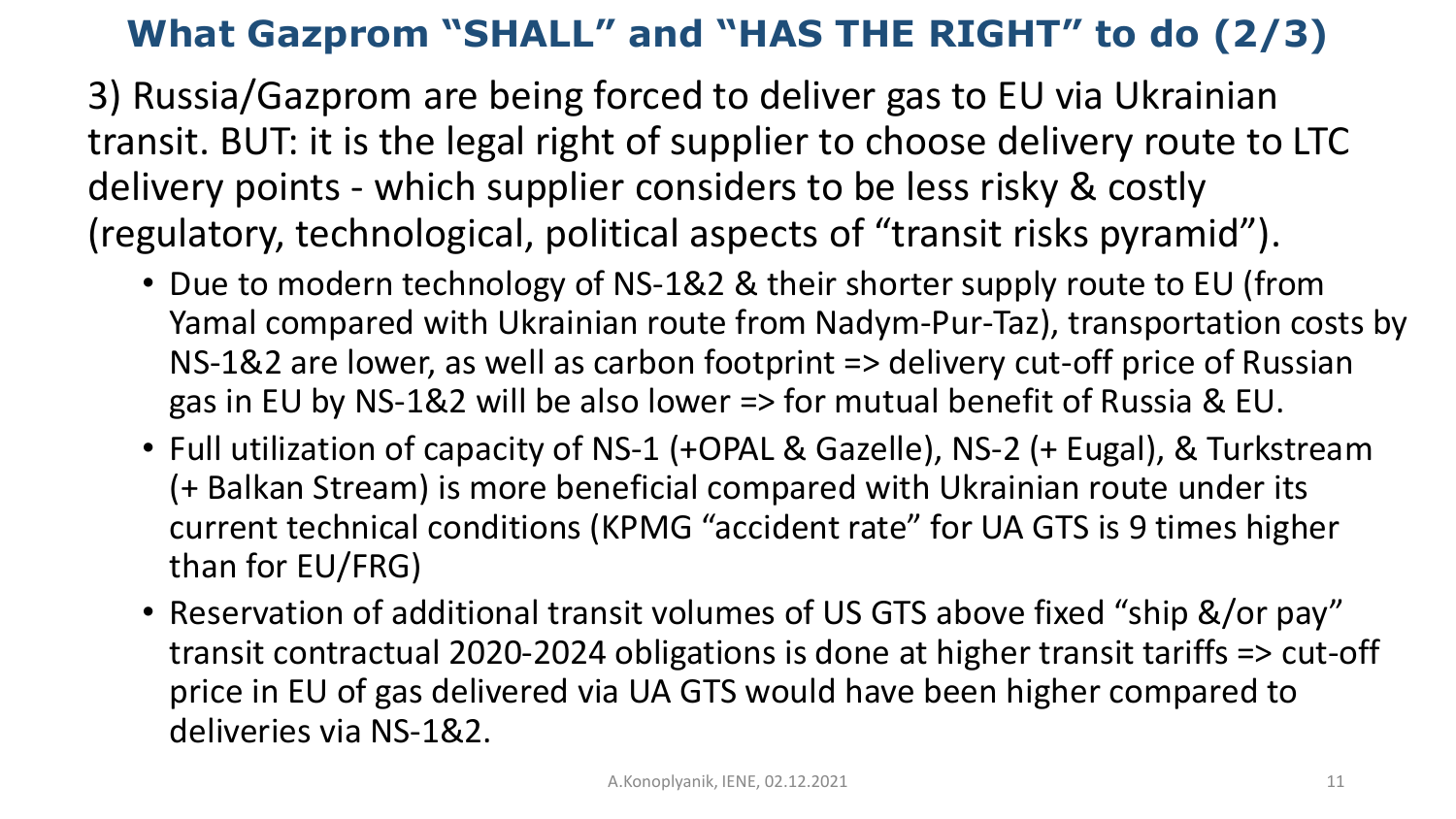# What Gazprom "SHALL" and "HAS THE RIGHT" to do (2/3)

3) Russia/Gazprom are being forced to deliver gas to EU via Ukrainian transit. BUT: it is the legal right of supplier to choose delivery route to LTC delivery points - which supplier considers to be less risky & costly (regulatory, technological, political aspects of "transit risks pyramid").

- Due to modern technology of NS-1&2 & their shorter supply route to EU (from Yamal compared with Ukrainian route from Nadym-Pur-Taz), transportation costs by NS-1&2 are lower, as well as carbon footprint => delivery cut-off price of Russian gas in EU by NS-1&2 will be also lower => for mutual benefit of Russia & EU.
- Full utilization of capacity of NS-1 (+OPAL & Gazelle), NS-2 (+ Eugal), & Turkstream (+ Balkan Stream) is more beneficial compared with Ukrainian route under its current technical conditions (KPMG "accident rate" for UA GTS is 9 times higher than for EU/FRG)
- Reservation of additional transit volumes of US GTS above fixed "ship &/or pay" transit contractual 2020-2024 obligations is done at higher transit tariffs => cut-off price in EU of gas delivered via UA GTS would have been higher compared to deliveries via NS-1&2.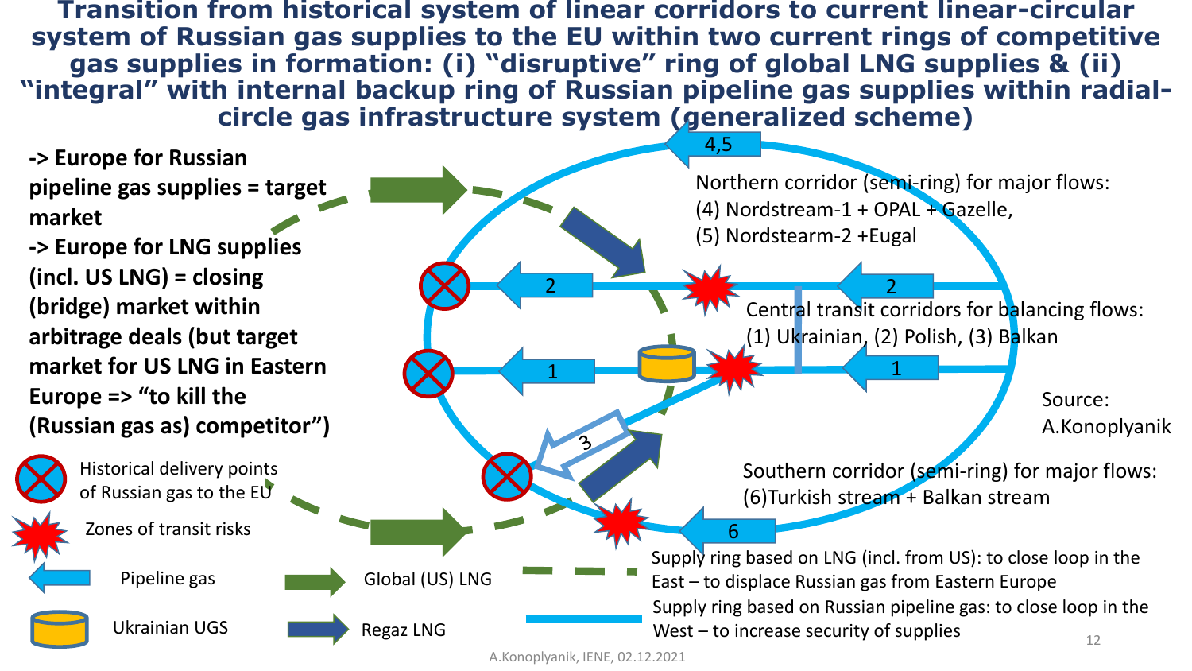# Transition from historical system of linear corridors to current linear-circular system of Russian gas supplies to the EU within two current rings of competitive gas supplies in formation: (i) "disruptive" ring of global LNG supplies & (ii) "integral" with internal backup ring of Russian pipeline gas supplies within radial-circle gas infrastructure system (generalized scheme)

**-> Europe for Russian pipeline gas supplies = target market**
**-> Europe for LNG supplies (incl. US LNG) = closing (bridge) market within arbitrage deals (but target market for US LNG in Eastern Europe => "to kill the (Russian gas as) competitor")**

4,5

Northern corridor (semi-ring) for major flows:
(4) Nordstream-1 + OPAL + Gazelle,
(5) Nordstearm-2 +Eugal

2 2

Central transit corridors for balancing flows:
(1) Ukrainian, (2) Polish, (3) Balkan

1 1

3

Source: A.Konoplyanik

Southern corridor (semi-ring) for major flows:
(6)Turkish stream + Balkan stream

6

- Historical delivery points of Russian gas to the EU
- Zones of transit risks
- Pipeline gas
- Ukrainian UGS
- Global (US) LNG
- Regaz LNG
- Supply ring based on LNG (incl. from US): to close loop in the East – to displace Russian gas from Eastern Europe
- Supply ring based on Russian pipeline gas: to close loop in the West – to increase security of supplies

A.Konoplyanik, IENE, 02.12.2021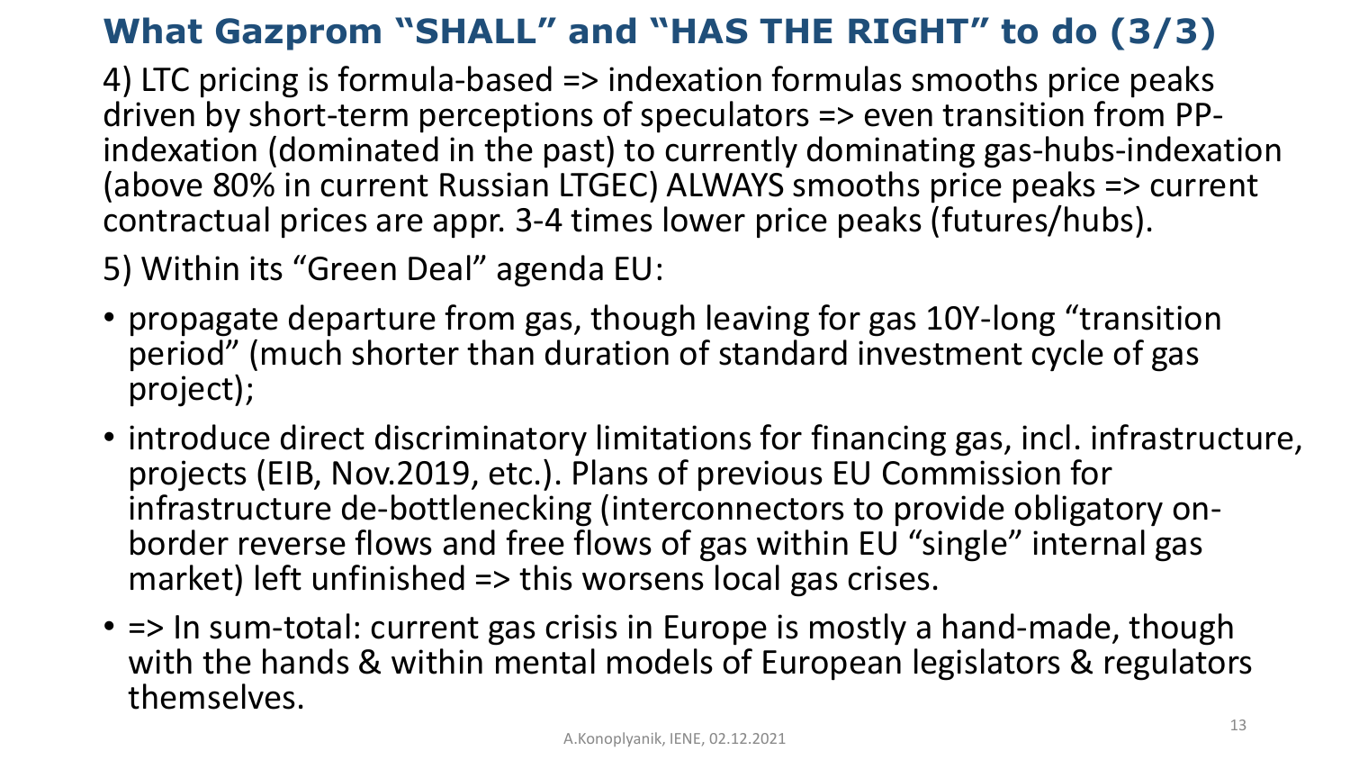# What Gazprom "SHALL" and "HAS THE RIGHT" to do (3/3)

4) LTC pricing is formula-based => indexation formulas smooths price peaks driven by short-term perceptions of speculators => even transition from PP-indexation (dominated in the past) to currently dominating gas-hubs-indexation (above 80% in current Russian LTGEC) ALWAYS smooths price peaks => current contractual prices are appr. 3-4 times lower price peaks (futures/hubs).

5) Within its "Green Deal" agenda EU:

- propagate departure from gas, though leaving for gas 10Y-long "transition period" (much shorter than duration of standard investment cycle of gas project);
- introduce direct discriminatory limitations for financing gas, incl. infrastructure, projects (EIB, Nov.2019, etc.). Plans of previous EU Commission for infrastructure de-bottlenecking (interconnectors to provide obligatory on-border reverse flows and free flows of gas within EU "single" internal gas market) left unfinished => this worsens local gas crises.
- => In sum-total: current gas crisis in Europe is mostly a hand-made, though with the hands & within mental models of European legislators & regulators themselves.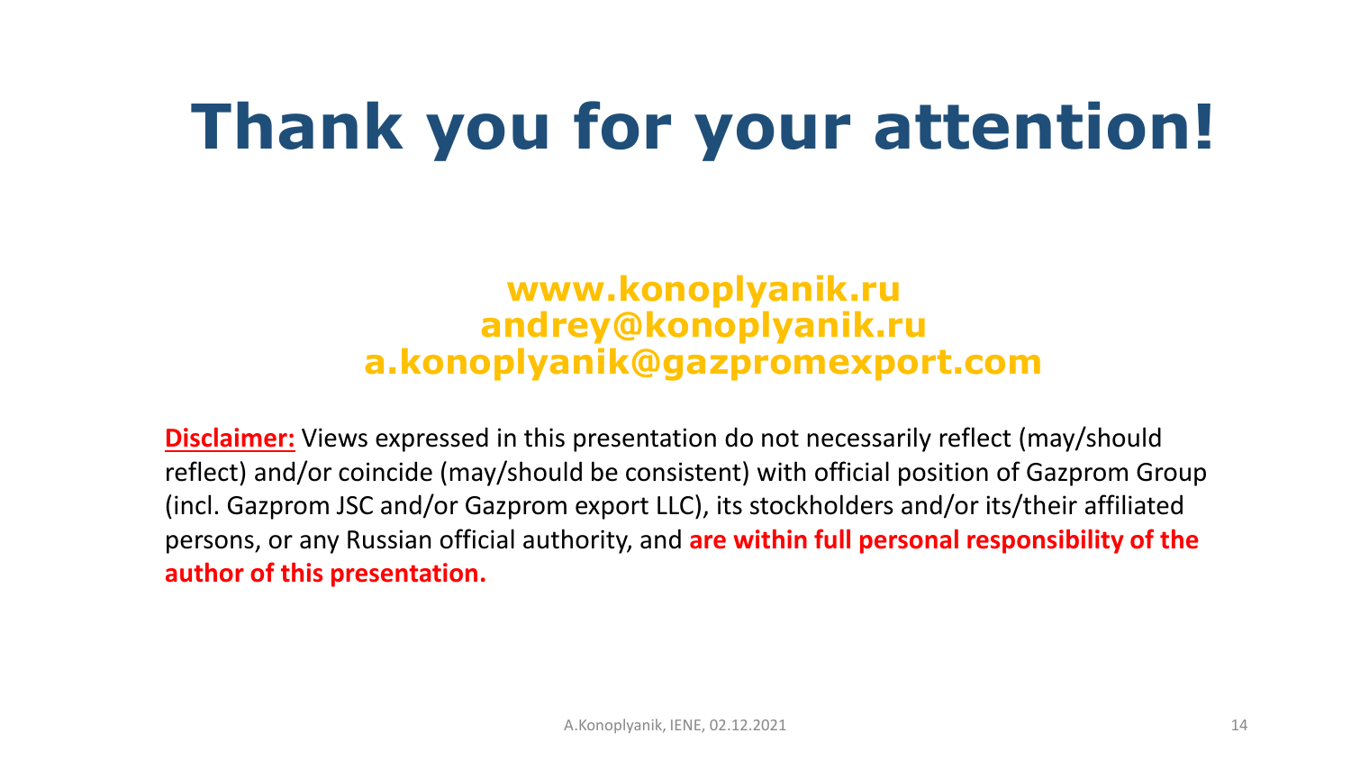# Thank you for your attention!

**www.konoplyanik.ru**
**andrey@konoplyanik.ru**
**a.konoplyanik@gazpromexport.com**

**Disclaimer:** Views expressed in this presentation do not necessarily reflect (may/should reflect) and/or coincide (may/should be consistent) with official position of Gazprom Group (incl. Gazprom JSC and/or Gazprom export LLC), its stockholders and/or its/their affiliated persons, or any Russian official authority, and **are within full personal responsibility of the author of this presentation.**